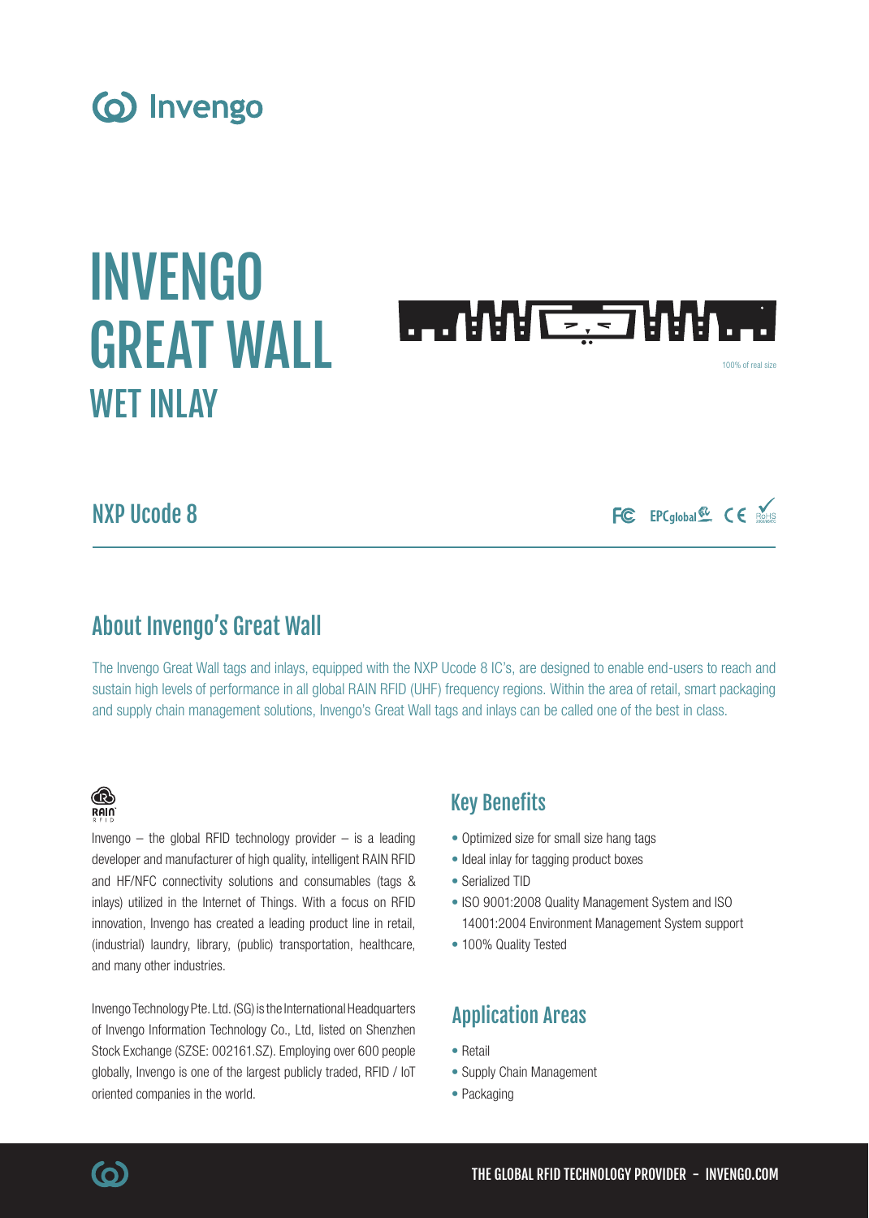Invengo

# INVENGO GREAT WALL
## WET INLAY

100% of real size

### NXP Ucode 8

FC EPCglobal CE RoHS

## About Invengo's Great Wall

The Invengo Great Wall tags and inlays, equipped with the NXP Ucode 8 IC's, are designed to enable end-users to reach and sustain high levels of performance in all global RAIN RFID (UHF) frequency regions. Within the area of retail, smart packaging and supply chain management solutions, Invengo's Great Wall tags and inlays can be called one of the best in class.

RAIN RFID

Invengo – the global RFID technology provider – is a leading developer and manufacturer of high quality, intelligent RAIN RFID and HF/NFC connectivity solutions and consumables (tags & inlays) utilized in the Internet of Things. With a focus on RFID innovation, Invengo has created a leading product line in retail, (industrial) laundry, library, (public) transportation, healthcare, and many other industries.

Invengo Technology Pte. Ltd. (SG) is the International Headquarters of Invengo Information Technology Co., Ltd, listed on Shenzhen Stock Exchange (SZSE: 002161.SZ). Employing over 600 people globally, Invengo is one of the largest publicly traded, RFID / IoT oriented companies in the world.

## Key Benefits

- Optimized size for small size hang tags
- Ideal inlay for tagging product boxes
- Serialized TID
- ISO 9001:2008 Quality Management System and ISO 14001:2004 Environment Management System support
- 100% Quality Tested

## Application Areas

- Retail
- Supply Chain Management
- Packaging

THE GLOBAL RFID TECHNOLOGY PROVIDER - INVENGO.COM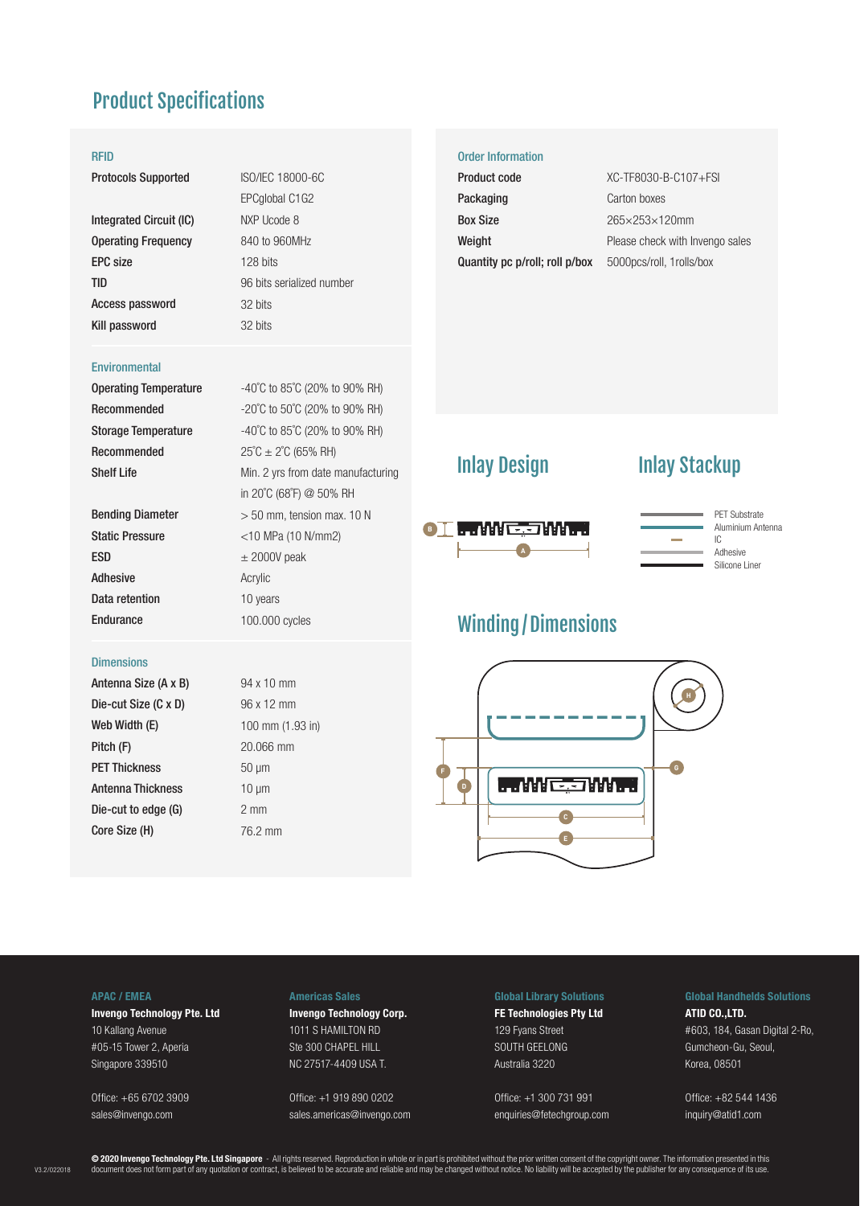# Product Specifications

## RFID

| | |
|---|---|
| Protocols Supported | ISO/IEC 18000-6C<br>EPCglobal C1G2 |
| Integrated Circuit (IC) | NXP Ucode 8 |
| Operating Frequency | 840 to 960MHz |
| EPC size | 128 bits |
| TID | 96 bits serialized number |
| Access password | 32 bits |
| Kill password | 32 bits |

## Environmental

| | |
|---|---|
| Operating Temperature | -40˚C to 85˚C (20% to 90% RH) |
| Recommended | -20˚C to 50˚C (20% to 90% RH) |
| Storage Temperature | -40˚C to 85˚C (20% to 90% RH) |
| Recommended | 25˚C ± 2˚C (65% RH) |
| Shelf Life | Min. 2 yrs from date manufacturing in 20˚C (68˚F) @ 50% RH |
| Bending Diameter | > 50 mm, tension max. 10 N |
| Static Pressure | <10 MPa (10 N/mm2) |
| ESD | ± 2000V peak |
| Adhesive | Acrylic |
| Data retention | 10 years |
| Endurance | 100.000 cycles |

## Dimensions

| | |
|---|---|
| Antenna Size (A x B) | 94 x 10 mm |
| Die-cut Size (C x D) | 96 x 12 mm |
| Web Width (E) | 100 mm (1.93 in) |
| Pitch (F) | 20.066 mm |
| PET Thickness | 50 µm |
| Antenna Thickness | 10 µm |
| Die-cut to edge (G) | 2 mm |
| Core Size (H) | 76.2 mm |

## Order Information

| | |
|---|---|
| Product code | XC-TF8030-B-C107+FSI |
| Packaging | Carton boxes |
| Box Size | 265×253×120mm |
| Weight | Please check with Invengo sales |
| Quantity pc p/roll; roll p/box | 5000pcs/roll, 1rolls/box |

## Inlay Design

B
A

## Inlay Stackup

PET Substrate
Aluminium Antenna
IC
Adhesive
Silicone Liner

## Winding / Dimensions

H
F
D
G
C
E

---

**APAC / EMEA**
**Invengo Technology Pte. Ltd**
10 Kallang Avenue
#05-15 Tower 2, Aperia
Singapore 339510

Office: +65 6702 3909
sales@invengo.com

**Americas Sales**
**Invengo Technology Corp.**
1011 S HAMILTON RD
Ste 300 CHAPEL HILL
NC 27517-4409 USA T.

Office: +1 919 890 0202
sales.americas@invengo.com

**Global Library Solutions**
**FE Technologies Pty Ltd**
129 Fyans Street
SOUTH GEELONG
Australia 3220

Office: +1 300 731 991
enquiries@fetechgroup.com

**Global Handhelds Solutions**
**ATID CO.,LTD.**
#603, 184, Gasan Digital 2-Ro,
Gumcheon-Gu, Seoul,
Korea, 08501

Office: +82 544 1436
inquiry@atid1.com

**© 2020 Invengo Technology Pte. Ltd Singapore** - All rights reserved. Reproduction in whole or in part is prohibited without the prior written consent of the copyright owner. The information presented in this document does not form part of any quotation or contract, is believed to be accurate and reliable and may be changed without notice. No liability will be accepted by the publisher for any consequence of its use.

V3.2/022018